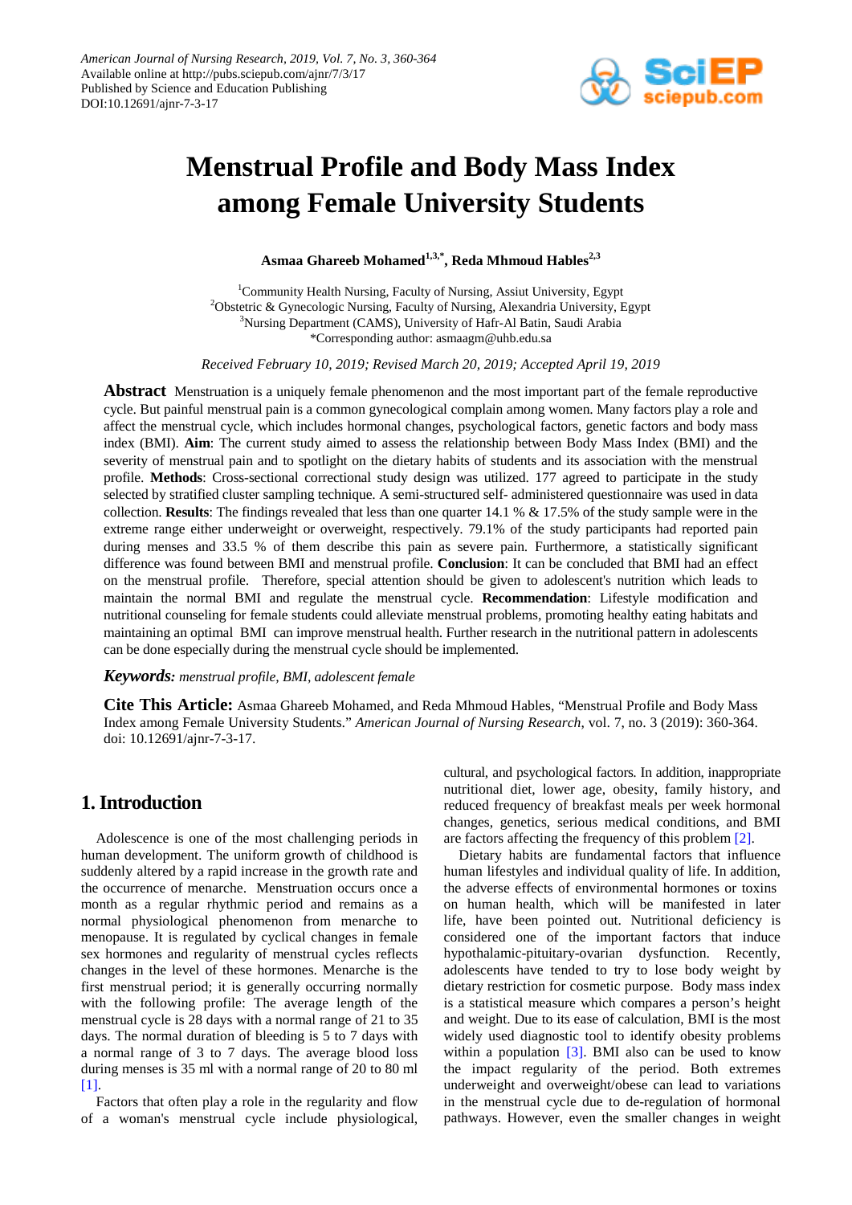# Menstrual Profile and Body Mass Index among Female University Students

**Asmaa Ghareeb Mohamed[1,3,*], Reda Mhmoud Hables[2,3]**

[1]Community Health Nursing, Faculty of Nursing, Assiut University, Egypt
[2]Obstetric & Gynecologic Nursing, Faculty of Nursing, Alexandria University, Egypt
[3]Nursing Department (CAMS), University of Hafr-Al Batin, Saudi Arabia
*Corresponding author: asmaagm@uhb.edu.sa

*Received February 10, 2019; Revised March 20, 2019; Accepted April 19, 2019*

**Abstract** Menstruation is a uniquely female phenomenon and the most important part of the female reproductive cycle. But painful menstrual pain is a common gynecological complain among women. Many factors play a role and affect the menstrual cycle, which includes hormonal changes, psychological factors, genetic factors and body mass index (BMI). **Aim**: The current study aimed to assess the relationship between Body Mass Index (BMI) and the severity of menstrual pain and to spotlight on the dietary habits of students and its association with the menstrual profile. **Methods**: Cross-sectional correctional study design was utilized. 177 agreed to participate in the study selected by stratified cluster sampling technique. A semi-structured self- administered questionnaire was used in data collection. **Results**: The findings revealed that less than one quarter 14.1 % & 17.5% of the study sample were in the extreme range either underweight or overweight, respectively. 79.1% of the study participants had reported pain during menses and 33.5 % of them describe this pain as severe pain. Furthermore, a statistically significant difference was found between BMI and menstrual profile. **Conclusion**: It can be concluded that BMI had an effect on the menstrual profile. Therefore, special attention should be given to adolescent's nutrition which leads to maintain the normal BMI and regulate the menstrual cycle. **Recommendation**: Lifestyle modification and nutritional counseling for female students could alleviate menstrual problems, promoting healthy eating habitats and maintaining an optimal BMI can improve menstrual health. Further research in the nutritional pattern in adolescents can be done especially during the menstrual cycle should be implemented.

***Keywords:*** *menstrual profile, BMI, adolescent female*

**Cite This Article:** Asmaa Ghareeb Mohamed, and Reda Mhmoud Hables, "Menstrual Profile and Body Mass Index among Female University Students." *American Journal of Nursing Research*, vol. 7, no. 3 (2019): 360-364. doi: 10.12691/ajnr-7-3-17.

## 1. Introduction

Adolescence is one of the most challenging periods in human development. The uniform growth of childhood is suddenly altered by a rapid increase in the growth rate and the occurrence of menarche. Menstruation occurs once a month as a regular rhythmic period and remains as a normal physiological phenomenon from menarche to menopause. It is regulated by cyclical changes in female sex hormones and regularity of menstrual cycles reflects changes in the level of these hormones. Menarche is the first menstrual period; it is generally occurring normally with the following profile: The average length of the menstrual cycle is 28 days with a normal range of 21 to 35 days. The normal duration of bleeding is 5 to 7 days with a normal range of 3 to 7 days. The average blood loss during menses is 35 ml with a normal range of 20 to 80 ml [1].

Factors that often play a role in the regularity and flow of a woman's menstrual cycle include physiological, cultural, and psychological factors. In addition, inappropriate nutritional diet, lower age, obesity, family history, and reduced frequency of breakfast meals per week hormonal changes, genetics, serious medical conditions, and BMI are factors affecting the frequency of this problem [2].

Dietary habits are fundamental factors that influence human lifestyles and individual quality of life. In addition, the adverse effects of environmental hormones or toxins on human health, which will be manifested in later life, have been pointed out. Nutritional deficiency is considered one of the important factors that induce hypothalamic-pituitary-ovarian dysfunction. Recently, adolescents have tended to try to lose body weight by dietary restriction for cosmetic purpose. Body mass index is a statistical measure which compares a person's height and weight. Due to its ease of calculation, BMI is the most widely used diagnostic tool to identify obesity problems within a population [3]. BMI also can be used to know the impact regularity of the period. Both extremes underweight and overweight/obese can lead to variations in the menstrual cycle due to de-regulation of hormonal pathways. However, even the smaller changes in weight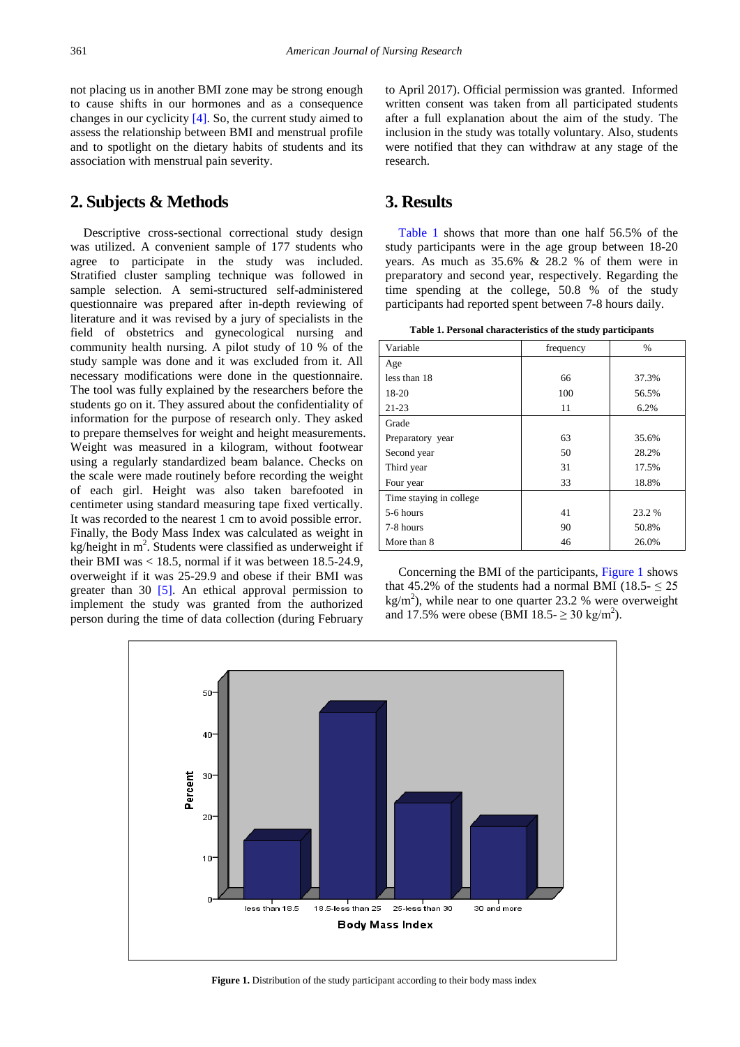not placing us in another BMI zone may be strong enough to cause shifts in our hormones and as a consequence changes in our cyclicity [4]. So, the current study aimed to assess the relationship between BMI and menstrual profile and to spotlight on the dietary habits of students and its association with menstrual pain severity.

## 2. Subjects & Methods

Descriptive cross-sectional correctional study design was utilized. A convenient sample of 177 students who agree to participate in the study was included. Stratified cluster sampling technique was followed in sample selection. A semi-structured self-administered questionnaire was prepared after in-depth reviewing of literature and it was revised by a jury of specialists in the field of obstetrics and gynecological nursing and community health nursing. A pilot study of 10 % of the study sample was done and it was excluded from it. All necessary modifications were done in the questionnaire. The tool was fully explained by the researchers before the students go on it. They assured about the confidentiality of information for the purpose of research only. They asked to prepare themselves for weight and height measurements. Weight was measured in a kilogram, without footwear using a regularly standardized beam balance. Checks on the scale were made routinely before recording the weight of each girl. Height was also taken barefooted in centimeter using standard measuring tape fixed vertically. It was recorded to the nearest 1 cm to avoid possible error. Finally, the Body Mass Index was calculated as weight in kg/height in $m^2$. Students were classified as underweight if their BMI was < 18.5, normal if it was between 18.5-24.9, overweight if it was 25-29.9 and obese if their BMI was greater than 30 [5]. An ethical approval permission to implement the study was granted from the authorized person during the time of data collection (during February to April 2017). Official permission was granted. Informed written consent was taken from all participated students after a full explanation about the aim of the study. The inclusion in the study was totally voluntary. Also, students were notified that they can withdraw at any stage of the research.

## 3. Results

Table 1 shows that more than one half 56.5% of the study participants were in the age group between 18-20 years. As much as 35.6% & 28.2 % of them were in preparatory and second year, respectively. Regarding the time spending at the college, 50.8 % of the study participants had reported spent between 7-8 hours daily.

**Table 1. Personal characteristics of the study participants**

| Variable | frequency | % |
|---|---|---|
| Age | | |
| less than 18 | 66 | 37.3% |
| 18-20 | 100 | 56.5% |
| 21-23 | 11 | 6.2% |
| Grade | | |
| Preparatory year | 63 | 35.6% |
| Second year | 50 | 28.2% |
| Third year | 31 | 17.5% |
| Four year | 33 | 18.8% |
| Time staying in college | | |
| 5-6 hours | 41 | 23.2 % |
| 7-8 hours | 90 | 50.8% |
| More than 8 | 46 | 26.0% |

Concerning the BMI of the participants, Figure 1 shows that 45.2% of the students had a normal BMI (18.5- ≤ 25 $kg/m^2$), while near to one quarter 23.2 % were overweight and 17.5% were obese (BMI 18.5- ≥ 30 $kg/m^2$).

**Figure 1.** Distribution of the study participant according to their body mass index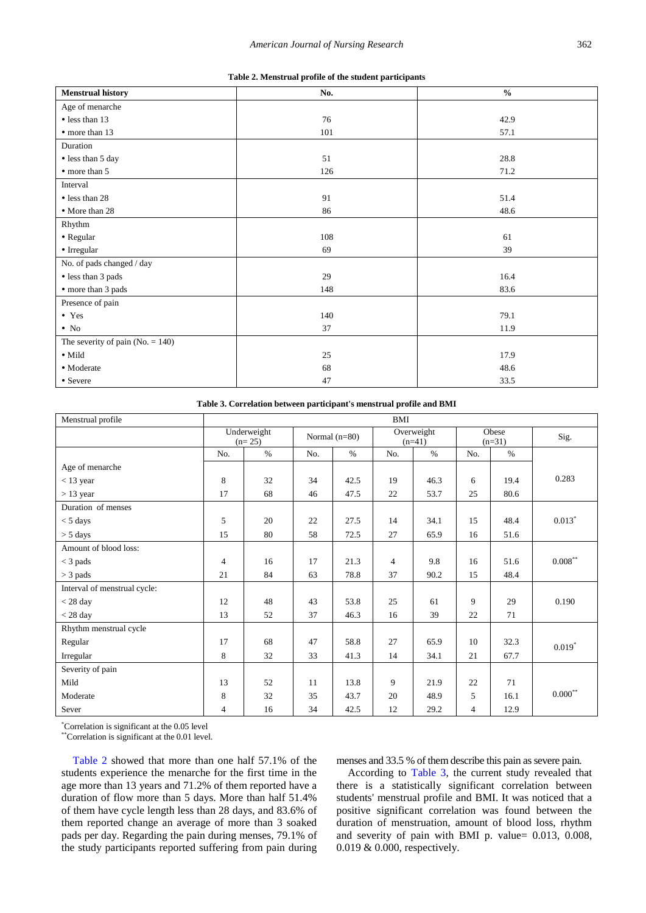**Table 2. Menstrual profile of the student participants**

| Menstrual history | No. | % |
|---|---|---|
| Age of menarche | | |
| • less than 13 | 76 | 42.9 |
| • more than 13 | 101 | 57.1 |
| Duration | | |
| • less than 5 day | 51 | 28.8 |
| • more than 5 | 126 | 71.2 |
| Interval | | |
| • less than 28 | 91 | 51.4 |
| • More than 28 | 86 | 48.6 |
| Rhythm | | |
| • Regular | 108 | 61 |
| • Irregular | 69 | 39 |
| No. of pads changed / day | | |
| • less than 3 pads | 29 | 16.4 |
| • more than 3 pads | 148 | 83.6 |
| Presence of pain | | |
| • Yes | 140 | 79.1 |
| • No | 37 | 11.9 |
| The severity of pain (No. = 140) | | |
| • Mild | 25 | 17.9 |
| • Moderate | 68 | 48.6 |
| • Severe | 47 | 33.5 |

**Table 3. Correlation between participant's menstrual profile and BMI**

| Menstrual profile | BMI | | | | | | | | |
|---|---|---|---|---|---|---|---|---|---|
| | Underweight (n= 25) | | Normal (n=80) | | Overweight (n=41) | | Obese (n=31) | | Sig. |
| | No. | % | No. | % | No. | % | No. | % | |
| Age of menarche | | | | | | | | | |
| < 13 year | 8 | 32 | 34 | 42.5 | 19 | 46.3 | 6 | 19.4 | 0.283 |
| > 13 year | 17 | 68 | 46 | 47.5 | 22 | 53.7 | 25 | 80.6 | |
| Duration of menses | | | | | | | | | |
| < 5 days | 5 | 20 | 22 | 27.5 | 14 | 34.1 | 15 | 48.4 | 0.013* |
| > 5 days | 15 | 80 | 58 | 72.5 | 27 | 65.9 | 16 | 51.6 | |
| Amount of blood loss: | | | | | | | | | |
| < 3 pads | 4 | 16 | 17 | 21.3 | 4 | 9.8 | 16 | 51.6 | 0.008** |
| > 3 pads | 21 | 84 | 63 | 78.8 | 37 | 90.2 | 15 | 48.4 | |
| Interval of menstrual cycle: | | | | | | | | | |
| < 28 day | 12 | 48 | 43 | 53.8 | 25 | 61 | 9 | 29 | 0.190 |
| < 28 day | 13 | 52 | 37 | 46.3 | 16 | 39 | 22 | 71 | |
| Rhythm menstrual cycle | | | | | | | | | |
| Regular | 17 | 68 | 47 | 58.8 | 27 | 65.9 | 10 | 32.3 | 0.019* |
| Irregular | 8 | 32 | 33 | 41.3 | 14 | 34.1 | 21 | 67.7 | |
| Severity of pain | | | | | | | | | |
| Mild | 13 | 52 | 11 | 13.8 | 9 | 21.9 | 22 | 71 | 0.000** |
| Moderate | 8 | 32 | 35 | 43.7 | 20 | 48.9 | 5 | 16.1 | |
| Sever | 4 | 16 | 34 | 42.5 | 12 | 29.2 | 4 | 12.9 | |

*Correlation is significant at the 0.05 level

**Correlation is significant at the 0.01 level.

Table 2 showed that more than one half 57.1% of the students experience the menarche for the first time in the age more than 13 years and 71.2% of them reported have a duration of flow more than 5 days. More than half 51.4% of them have cycle length less than 28 days, and 83.6% of them reported change an average of more than 3 soaked pads per day. Regarding the pain during menses, 79.1% of the study participants reported suffering from pain during menses and 33.5 % of them describe this pain as severe pain.

According to Table 3, the current study revealed that there is a statistically significant correlation between students' menstrual profile and BMI. It was noticed that a positive significant correlation was found between the duration of menstruation, amount of blood loss, rhythm and severity of pain with BMI p. value= 0.013, 0.008, 0.019 & 0.000, respectively.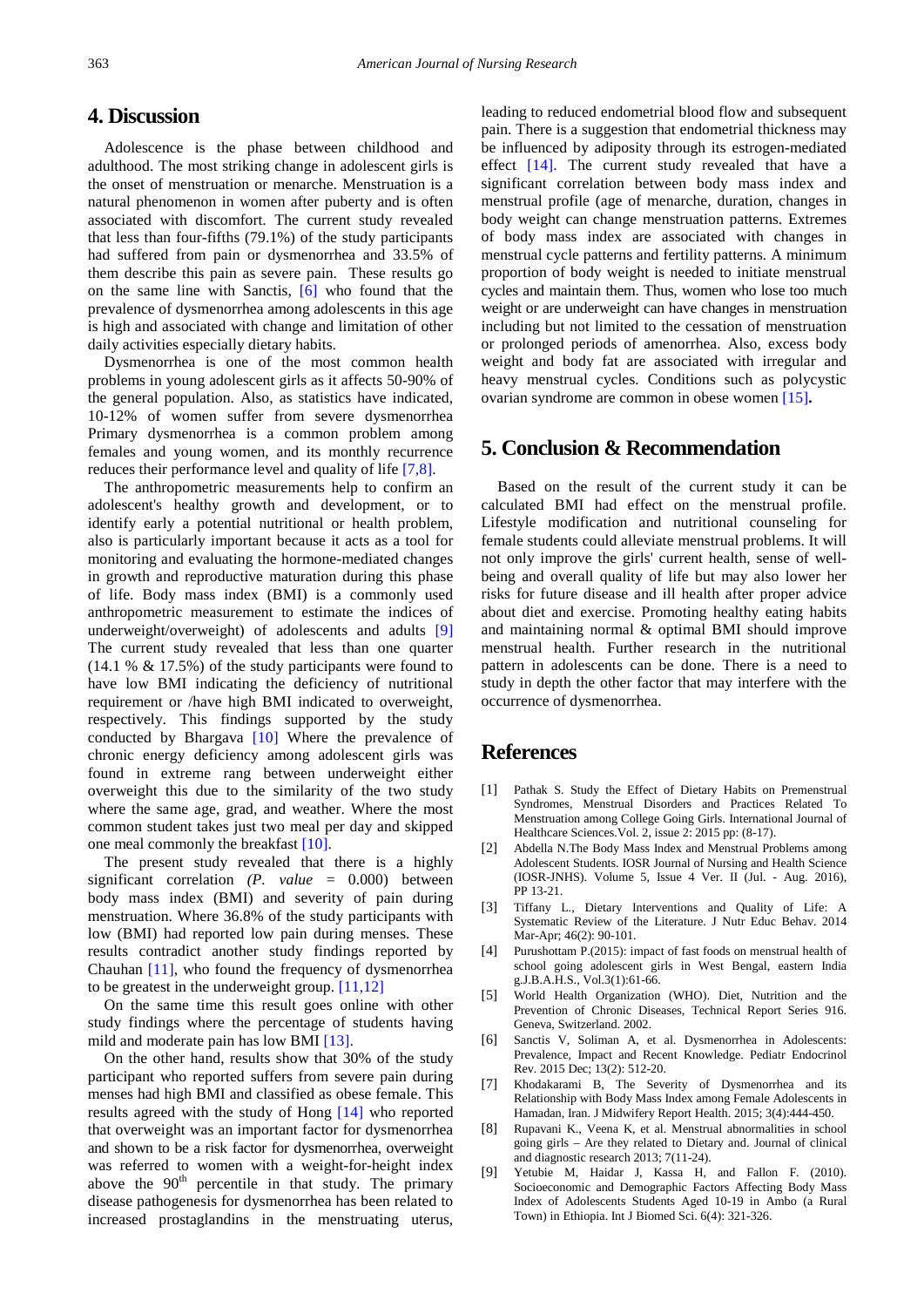## 4. Discussion

Adolescence is the phase between childhood and adulthood. The most striking change in adolescent girls is the onset of menstruation or menarche. Menstruation is a natural phenomenon in women after puberty and is often associated with discomfort. The current study revealed that less than four-fifths (79.1%) of the study participants had suffered from pain or dysmenorrhea and 33.5% of them describe this pain as severe pain. These results go on the same line with Sanctis, [6] who found that the prevalence of dysmenorrhea among adolescents in this age is high and associated with change and limitation of other daily activities especially dietary habits.

Dysmenorrhea is one of the most common health problems in young adolescent girls as it affects 50-90% of the general population. Also, as statistics have indicated, 10-12% of women suffer from severe dysmenorrhea Primary dysmenorrhea is a common problem among females and young women, and its monthly recurrence reduces their performance level and quality of life [7,8].

The anthropometric measurements help to confirm an adolescent's healthy growth and development, or to identify early a potential nutritional or health problem, also is particularly important because it acts as a tool for monitoring and evaluating the hormone-mediated changes in growth and reproductive maturation during this phase of life. Body mass index (BMI) is a commonly used anthropometric measurement to estimate the indices of underweight/overweight) of adolescents and adults [9] The current study revealed that less than one quarter (14.1 % & 17.5%) of the study participants were found to have low BMI indicating the deficiency of nutritional requirement or /have high BMI indicated to overweight, respectively. This findings supported by the study conducted by Bhargava [10] Where the prevalence of chronic energy deficiency among adolescent girls was found in extreme rang between underweight either overweight this due to the similarity of the two study where the same age, grad, and weather. Where the most common student takes just two meal per day and skipped one meal commonly the breakfast [10].

The present study revealed that there is a highly significant correlation *(P. value* = 0.000) between body mass index (BMI) and severity of pain during menstruation. Where 36.8% of the study participants with low (BMI) had reported low pain during menses. These results contradict another study findings reported by Chauhan [11], who found the frequency of dysmenorrhea to be greatest in the underweight group. [11,12]

On the same time this result goes online with other study findings where the percentage of students having mild and moderate pain has low BMI [13].

On the other hand, results show that 30% of the study participant who reported suffers from severe pain during menses had high BMI and classified as obese female. This results agreed with the study of Hong [14] who reported that overweight was an important factor for dysmenorrhea and shown to be a risk factor for dysmenorrhea, overweight was referred to women with a weight-for-height index above the $90^{th}$ percentile in that study. The primary disease pathogenesis for dysmenorrhea has been related to increased prostaglandins in the menstruating uterus, leading to reduced endometrial blood flow and subsequent pain. There is a suggestion that endometrial thickness may be influenced by adiposity through its estrogen-mediated effect [14]. The current study revealed that have a significant correlation between body mass index and menstrual profile (age of menarche, duration, changes in body weight can change menstruation patterns. Extremes of body mass index are associated with changes in menstrual cycle patterns and fertility patterns. A minimum proportion of body weight is needed to initiate menstrual cycles and maintain them. Thus, women who lose too much weight or are underweight can have changes in menstruation including but not limited to the cessation of menstruation or prolonged periods of amenorrhea. Also, excess body weight and body fat are associated with irregular and heavy menstrual cycles. Conditions such as polycystic ovarian syndrome are common in obese women [15].

## 5. Conclusion & Recommendation

Based on the result of the current study it can be calculated BMI had effect on the menstrual profile. Lifestyle modification and nutritional counseling for female students could alleviate menstrual problems. It will not only improve the girls' current health, sense of well-being and overall quality of life but may also lower her risks for future disease and ill health after proper advice about diet and exercise. Promoting healthy eating habits and maintaining normal & optimal BMI should improve menstrual health. Further research in the nutritional pattern in adolescents can be done. There is a need to study in depth the other factor that may interfere with the occurrence of dysmenorrhea.

## References

[1] Pathak S. Study the Effect of Dietary Habits on Premenstrual Syndromes, Menstrual Disorders and Practices Related To Menstruation among College Going Girls. International Journal of Healthcare Sciences.Vol. 2, issue 2: 2015 pp: (8-17).

[2] Abdella N.The Body Mass Index and Menstrual Problems among Adolescent Students. IOSR Journal of Nursing and Health Science (IOSR-JNHS). Volume 5, Issue 4 Ver. II (Jul. - Aug. 2016), PP 13-21.

[3] Tiffany L., Dietary Interventions and Quality of Life: A Systematic Review of the Literature. J Nutr Educ Behav. 2014 Mar-Apr; 46(2): 90-101.

[4] Purushottam P.(2015): impact of fast foods on menstrual health of school going adolescent girls in West Bengal, eastern India g.J.B.A.H.S., Vol.3(1):61-66.

[5] World Health Organization (WHO). Diet, Nutrition and the Prevention of Chronic Diseases, Technical Report Series 916. Geneva, Switzerland. 2002.

[6] Sanctis V, Soliman A, et al. Dysmenorrhea in Adolescents: Prevalence, Impact and Recent Knowledge. Pediatr Endocrinol Rev. 2015 Dec; 13(2): 512-20.

[7] Khodakarami B, The Severity of Dysmenorrhea and its Relationship with Body Mass Index among Female Adolescents in Hamadan, Iran. J Midwifery Report Health. 2015; 3(4):444-450.

[8] Rupavani K., Veena K, et al. Menstrual abnormalities in school going girls – Are they related to Dietary and. Journal of clinical and diagnostic research 2013; 7(11-24).

[9] Yetubie M, Haidar J, Kassa H, and Fallon F. (2010). Socioeconomic and Demographic Factors Affecting Body Mass Index of Adolescents Students Aged 10-19 in Ambo (a Rural Town) in Ethiopia. Int J Biomed Sci. 6(4): 321-326.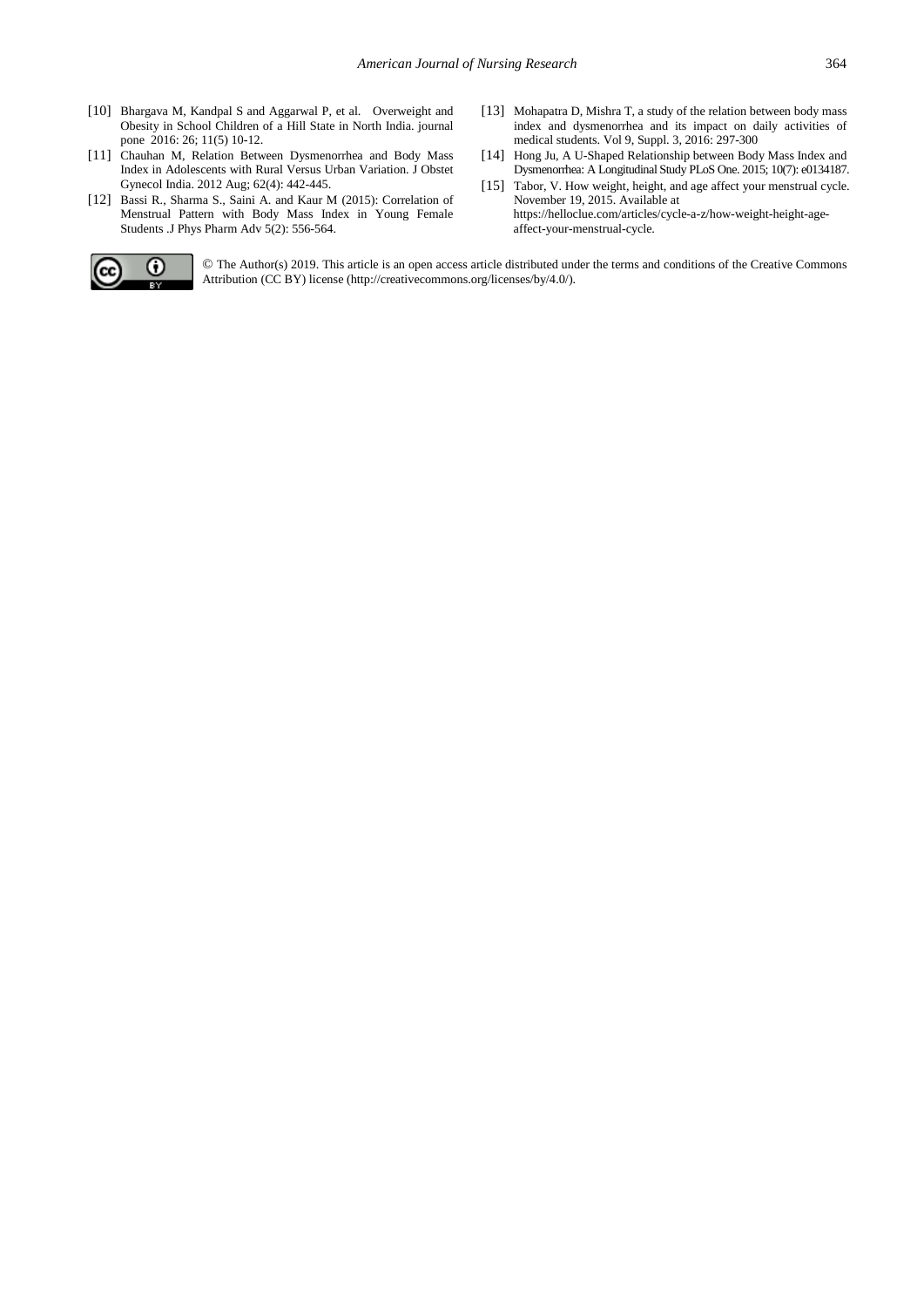[10] Bhargava M, Kandpal S and Aggarwal P, et al. Overweight and Obesity in School Children of a Hill State in North India. journal pone 2016: 26; 11(5) 10-12.

[11] Chauhan M, Relation Between Dysmenorrhea and Body Mass Index in Adolescents with Rural Versus Urban Variation. J Obstet Gynecol India. 2012 Aug; 62(4): 442-445.

[12] Bassi R., Sharma S., Saini A. and Kaur M (2015): Correlation of Menstrual Pattern with Body Mass Index in Young Female Students .J Phys Pharm Adv 5(2): 556-564.

[13] Mohapatra D, Mishra T, a study of the relation between body mass index and dysmenorrhea and its impact on daily activities of medical students. Vol 9, Suppl. 3, 2016: 297-300

[14] Hong Ju, A U-Shaped Relationship between Body Mass Index and Dysmenorrhea: A Longitudinal Study PLoS One. 2015; 10(7): e0134187.

[15] Tabor, V. How weight, height, and age affect your menstrual cycle. November 19, 2015. Available at https://helloclue.com/articles/cycle-a-z/how-weight-height-age-affect-your-menstrual-cycle.

© The Author(s) 2019. This article is an open access article distributed under the terms and conditions of the Creative Commons Attribution (CC BY) license (http://creativecommons.org/licenses/by/4.0/).